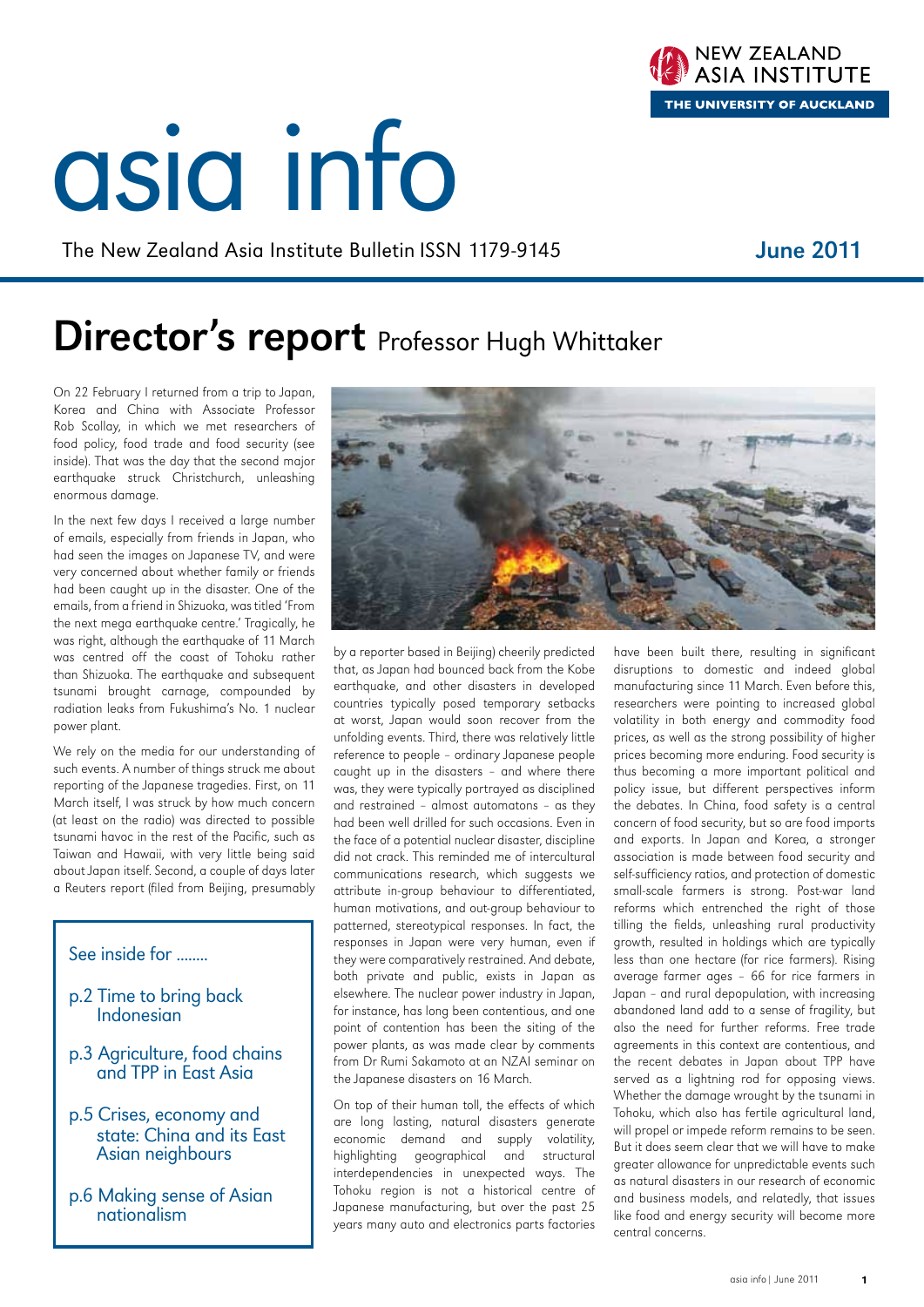# asia info

The New Zealand Asia Institute Bulletin ISSN 1179-9145

**June 2011**

## Director's report Professor Hugh Whittaker

On 22 February I returned from a trip to Japan, Korea and China with Associate Professor Rob Scollay, in which we met researchers of food policy, food trade and food security (see inside). That was the day that the second major earthquake struck Christchurch, unleashing enormous damage.

In the next few days I received a large number of emails, especially from friends in Japan, who had seen the images on Japanese TV, and were very concerned about whether family or friends had been caught up in the disaster. One of the emails, from a friend in Shizuoka, was titled 'From the next mega earthquake centre.' Tragically, he was right, although the earthquake of 11 March was centred off the coast of Tohoku rather than Shizuoka. The earthquake and subsequent tsunami brought carnage, compounded by radiation leaks from Fukushima's No. 1 nuclear power plant.

We rely on the media for our understanding of such events. A number of things struck me about reporting of the Japanese tragedies. First, on 11 March itself, I was struck by how much concern (at least on the radio) was directed to possible tsunami havoc in the rest of the Pacific, such as Taiwan and Hawaii, with very little being said about Japan itself. Second, a couple of days later a Reuters report (filed from Beijing, presumably by a reporter based in Beijing) cheerily predicted that, as Japan had bounced back from the Kobe earthquake, and other disasters in developed countries typically posed temporary setbacks at worst, Japan would soon recover from the unfolding events. Third, there was relatively little reference to people – ordinary Japanese people caught up in the disasters – and where there was, they were typically portrayed as disciplined and restrained – almost automatons – as they had been well drilled for such occasions. Even in the face of a potential nuclear disaster, discipline did not crack. This reminded me of intercultural communications research, which suggests we attribute in-group behaviour to differentiated, human motivations, and out-group behaviour to patterned, stereotypical responses. In fact, the responses in Japan were very human, even if they were comparatively restrained. And debate, both private and public, exists in Japan as elsewhere. The nuclear power industry in Japan, for instance, has long been contentious, and one point of contention has been the siting of the power plants, as was made clear by comments from Dr Rumi Sakamoto at an NZAI seminar on the Japanese disasters on 16 March.

On top of their human toll, the effects of which are long lasting, natural disasters generate economic demand and supply volatility, highlighting geographical and structural interdependencies in unexpected ways. The Tohoku region is not a historical centre of Japanese manufacturing, but over the past 25 years many auto and electronics parts factories have been built there, resulting in significant disruptions to domestic and indeed global manufacturing since 11 March. Even before this, researchers were pointing to increased global volatility in both energy and commodity food prices, as well as the strong possibility of higher prices becoming more enduring. Food security is thus becoming a more important political and policy issue, but different perspectives inform the debates. In China, food safety is a central concern of food security, but so are food imports and exports. In Japan and Korea, a stronger association is made between food security and self-sufficiency ratios, and protection of domestic small-scale farmers is strong. Post-war land reforms which entrenched the right of those tilling the fields, unleashing rural productivity growth, resulted in holdings which are typically less than one hectare (for rice farmers). Rising average farmer ages – 66 for rice farmers in Japan – and rural depopulation, with increasing abandoned land add to a sense of fragility, but also the need for further reforms. Free trade agreements in this context are contentious, and the recent debates in Japan about TPP have served as a lightning rod for opposing views. Whether the damage wrought by the tsunami in Tohoku, which also has fertile agricultural land, will propel or impede reform remains to be seen. But it does seem clear that we will have to make greater allowance for unpredictable events such as natural disasters in our research of economic and business models, and relatedly, that issues like food and energy security will become more central concerns.

**See inside for ........**

- p.2 Time to bring back Indonesian
- p.3 Agriculture, food chains and TPP in East Asia
- p.5 Crises, economy and state: China and its East Asian neighbours
- p.6 Making sense of Asian nationalism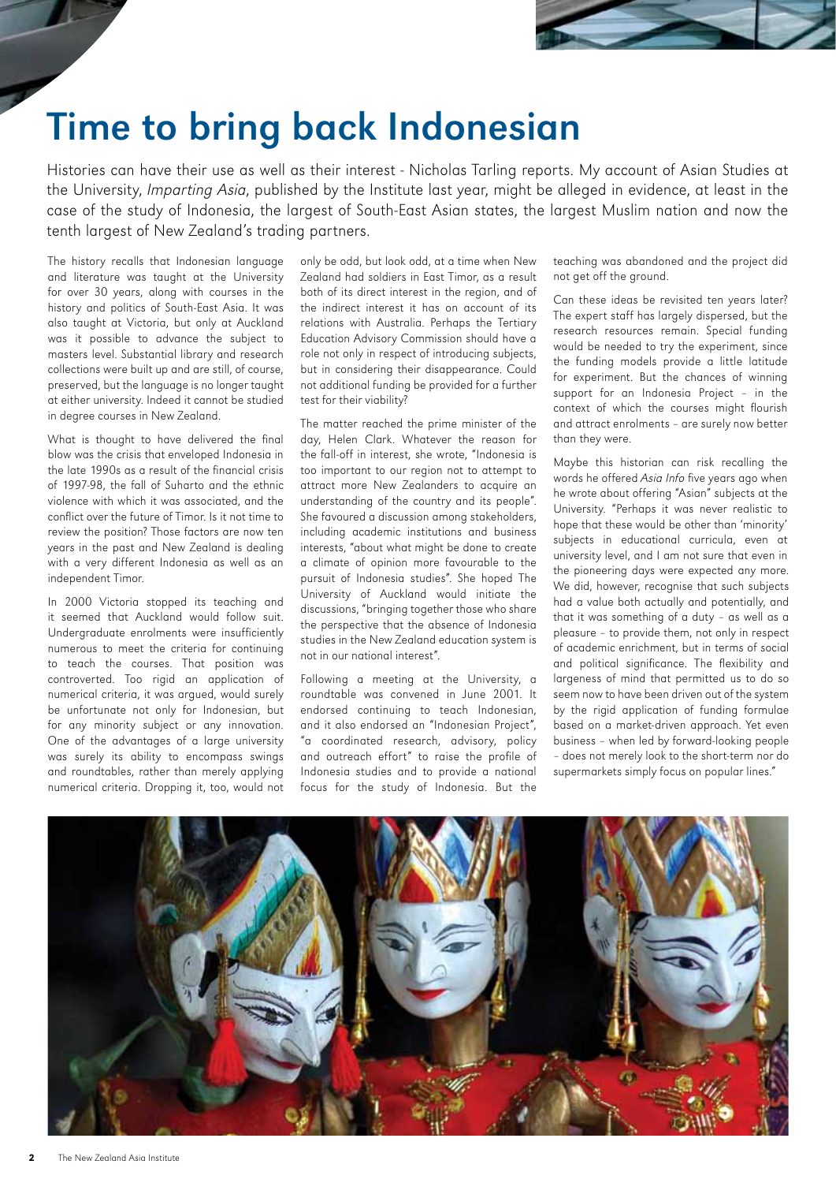# Time to bring back Indonesian

Histories can have their use as well as their interest - Nicholas Tarling reports. My account of Asian Studies at the University, *Imparting Asia*, published by the Institute last year, might be alleged in evidence, at least in the case of the study of Indonesia, the largest of South-East Asian states, the largest Muslim nation and now the tenth largest of New Zealand's trading partners.

The history recalls that Indonesian language and literature was taught at the University for over 30 years, along with courses in the history and politics of South-East Asia. It was also taught at Victoria, but only at Auckland was it possible to advance the subject to masters level. Substantial library and research collections were built up and are still, of course, preserved, but the language is no longer taught at either university. Indeed it cannot be studied in degree courses in New Zealand.

What is thought to have delivered the final blow was the crisis that enveloped Indonesia in the late 1990s as a result of the financial crisis of 1997-98, the fall of Suharto and the ethnic violence with which it was associated, and the conflict over the future of Timor. Is it not time to review the position? Those factors are now ten years in the past and New Zealand is dealing with a very different Indonesia as well as an independent Timor.

In 2000 Victoria stopped its teaching and it seemed that Auckland would follow suit. Undergraduate enrolments were insufficiently numerous to meet the criteria for continuing to teach the courses. That position was controverted. Too rigid an application of numerical criteria, it was argued, would surely be unfortunate not only for Indonesian, but for any minority subject or any innovation. One of the advantages of a large university was surely its ability to encompass swings and roundtables, rather than merely applying numerical criteria. Dropping it, too, would not only be odd, but look odd, at a time when New Zealand had soldiers in East Timor, as a result both of its direct interest in the region, and of the indirect interest it has on account of its relations with Australia. Perhaps the Tertiary Education Advisory Commission should have a role not only in respect of introducing subjects, but in considering their disappearance. Could not additional funding be provided for a further test for their viability?

The matter reached the prime minister of the day, Helen Clark. Whatever the reason for the fall-off in interest, she wrote, "Indonesia is too important to our region not to attempt to attract more New Zealanders to acquire an understanding of the country and its people". She favoured a discussion among stakeholders, including academic institutions and business interests, "about what might be done to create a climate of opinion more favourable to the pursuit of Indonesia studies". She hoped The University of Auckland would initiate the discussions, "bringing together those who share the perspective that the absence of Indonesia studies in the New Zealand education system is not in our national interest".

Following a meeting at the University, a roundtable was convened in June 2001. It endorsed continuing to teach Indonesian, and it also endorsed an "Indonesian Project", "a coordinated research, advisory, policy and outreach effort" to raise the profile of Indonesia studies and to provide a national focus for the study of Indonesia. But the teaching was abandoned and the project did not get off the ground.

Can these ideas be revisited ten years later? The expert staff has largely dispersed, but the research resources remain. Special funding would be needed to try the experiment, since the funding models provide a little latitude for experiment. But the chances of winning support for an Indonesia Project – in the context of which the courses might flourish and attract enrolments – are surely now better than they were.

Maybe this historian can risk recalling the words he offered *Asia Info* five years ago when he wrote about offering "Asian" subjects at the University. "Perhaps it was never realistic to hope that these would be other than 'minority' subjects in educational curricula, even at university level, and I am not sure that even in the pioneering days were expected any more. We did, however, recognise that such subjects had a value both actually and potentially, and that it was something of a duty – as well as a pleasure – to provide them, not only in respect of academic enrichment, but in terms of social and political significance. The flexibility and largeness of mind that permitted us to do so seem now to have been driven out of the system by the rigid application of funding formulae based on a market-driven approach. Yet even business – when led by forward-looking people – does not merely look to the short-term nor do supermarkets simply focus on popular lines."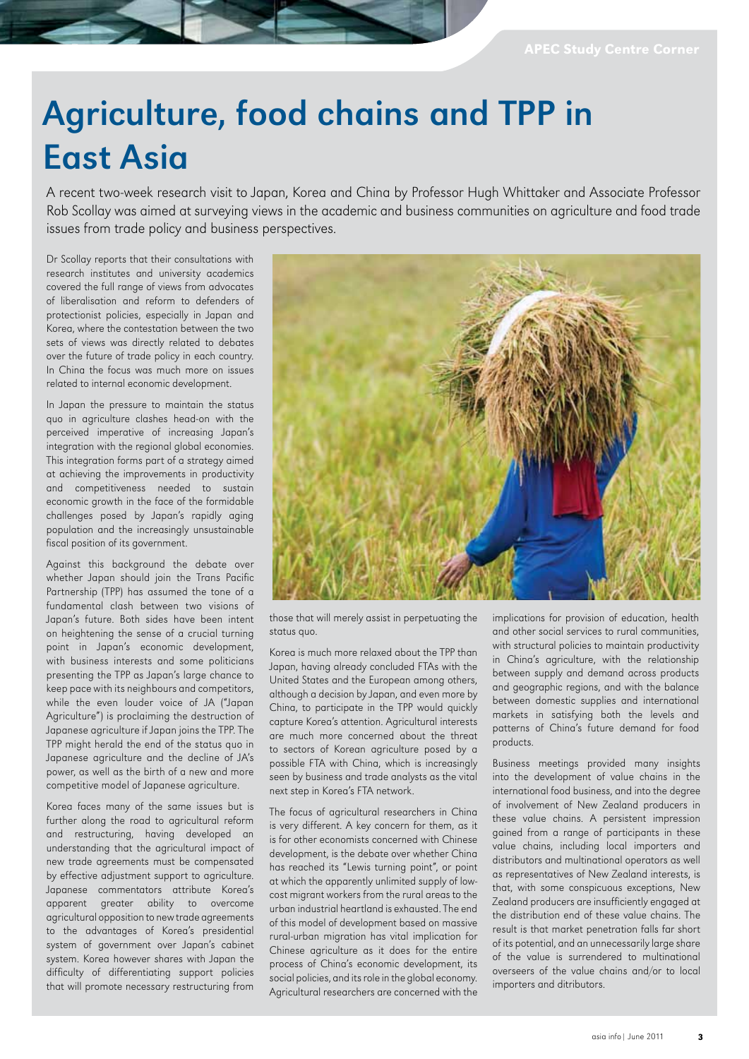# Agriculture, food chains and TPP in East Asia

A recent two-week research visit to Japan, Korea and China by Professor Hugh Whittaker and Associate Professor Rob Scollay was aimed at surveying views in the academic and business communities on agriculture and food trade issues from trade policy and business perspectives.

Dr Scollay reports that their consultations with research institutes and university academics covered the full range of views from advocates of liberalisation and reform to defenders of protectionist policies, especially in Japan and Korea, where the contestation between the two sets of views was directly related to debates over the future of trade policy in each country. In China the focus was much more on issues related to internal economic development.

In Japan the pressure to maintain the status quo in agriculture clashes head-on with the perceived imperative of increasing Japan's integration with the regional global economies. This integration forms part of a strategy aimed at achieving the improvements in productivity and competitiveness needed to sustain economic growth in the face of the formidable challenges posed by Japan's rapidly aging population and the increasingly unsustainable fiscal position of its government.

Against this background the debate over whether Japan should join the Trans Pacific Partnership (TPP) has assumed the tone of a fundamental clash between two visions of Japan's future. Both sides have been intent on heightening the sense of a crucial turning point in Japan's economic development, with business interests and some politicians presenting the TPP as Japan's large chance to keep pace with its neighbours and competitors, while the even louder voice of JA ("Japan Agriculture") is proclaiming the destruction of Japanese agriculture if Japan joins the TPP. The TPP might herald the end of the status quo in Japanese agriculture and the decline of JA's power, as well as the birth of a new and more competitive model of Japanese agriculture.

Korea faces many of the same issues but is further along the road to agricultural reform and restructuring, having developed an understanding that the agricultural impact of new trade agreements must be compensated by effective adjustment support to agriculture. Japanese commentators attribute Korea's apparent greater ability to overcome agricultural opposition to new trade agreements to the advantages of Korea's presidential system of government over Japan's cabinet system. Korea however shares with Japan the difficulty of differentiating support policies that will promote necessary restructuring from those that will merely assist in perpetuating the status quo.

Korea is much more relaxed about the TPP than Japan, having already concluded FTAs with the United States and the European among others, although a decision by Japan, and even more by China, to participate in the TPP would quickly capture Korea's attention. Agricultural interests are much more concerned about the threat to sectors of Korean agriculture posed by a possible FTA with China, which is increasingly seen by business and trade analysts as the vital next step in Korea's FTA network.

The focus of agricultural researchers in China is very different. A key concern for them, as it is for other economists concerned with Chinese development, is the debate over whether China has reached its "Lewis turning point", or point at which the apparently unlimited supply of low-cost migrant workers from the rural areas to the urban industrial heartland is exhausted. The end of this model of development based on massive rural-urban migration has vital implication for Chinese agriculture as it does for the entire process of China's economic development, its social policies, and its role in the global economy. Agricultural researchers are concerned with the implications for provision of education, health and other social services to rural communities, with structural policies to maintain productivity in China's agriculture, with the relationship between supply and demand across products and geographic regions, and with the balance between domestic supplies and international markets in satisfying both the levels and patterns of China's future demand for food products.

Business meetings provided many insights into the development of value chains in the international food business, and into the degree of involvement of New Zealand producers in these value chains. A persistent impression gained from a range of participants in these value chains, including local importers and distributors and multinational operators as well as representatives of New Zealand interests, is that, with some conspicuous exceptions, New Zealand producers are insufficiently engaged at the distribution end of these value chains. The result is that market penetration falls far short of its potential, and an unnecessarily large share of the value is surrendered to multinational overseers of the value chains and/or to local importers and ditributors.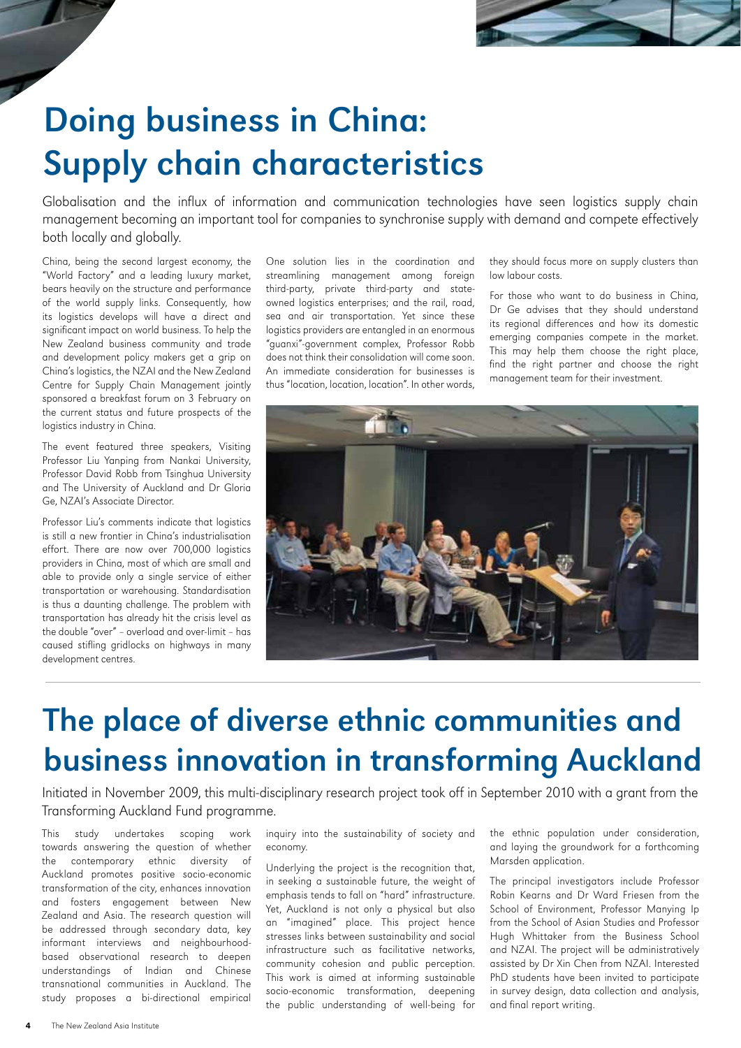# Doing business in China: Supply chain characteristics

Globalisation and the influx of information and communication technologies have seen logistics supply chain management becoming an important tool for companies to synchronise supply with demand and compete effectively both locally and globally.

China, being the second largest economy, the "World Factory" and a leading luxury market, bears heavily on the structure and performance of the world supply links. Consequently, how its logistics develops will have a direct and significant impact on world business. To help the New Zealand business community and trade and development policy makers get a grip on China's logistics, the NZAI and the New Zealand Centre for Supply Chain Management jointly sponsored a breakfast forum on 3 February on the current status and future prospects of the logistics industry in China.

The event featured three speakers, Visiting Professor Liu Yanping from Nankai University, Professor David Robb from Tsinghua University and The University of Auckland and Dr Gloria Ge, NZAI's Associate Director.

Professor Liu's comments indicate that logistics is still a new frontier in China's industrialisation effort. There are now over 700,000 logistics providers in China, most of which are small and able to provide only a single service of either transportation or warehousing. Standardisation is thus a daunting challenge. The problem with transportation has already hit the crisis level as the double "over" – overload and over-limit – has caused stifling gridlocks on highways in many development centres.

One solution lies in the coordination and streamlining management among foreign third-party, private third-party and state-owned logistics enterprises; and the rail, road, sea and air transportation. Yet since these logistics providers are entangled in an enormous "guanxi"-government complex, Professor Robb does not think their consolidation will come soon. An immediate consideration for businesses is thus "location, location, location". In other words, they should focus more on supply clusters than low labour costs.

For those who want to do business in China, Dr Ge advises that they should understand its regional differences and how its domestic emerging companies compete in the market. This may help them choose the right place, find the right partner and choose the right management team for their investment.

# The place of diverse ethnic communities and business innovation in transforming Auckland

Initiated in November 2009, this multi-disciplinary research project took off in September 2010 with a grant from the Transforming Auckland Fund programme.

This study undertakes scoping work towards answering the question of whether the contemporary ethnic diversity of Auckland promotes positive socio-economic transformation of the city, enhances innovation and fosters engagement between New Zealand and Asia. The research question will be addressed through secondary data, key informant interviews and neighbourhood-based observational research to deepen understandings of Indian and Chinese transnational communities in Auckland. The study proposes a bi-directional empirical inquiry into the sustainability of society and economy.

Underlying the project is the recognition that, in seeking a sustainable future, the weight of emphasis tends to fall on "hard" infrastructure. Yet, Auckland is not only a physical but also an "imagined" place. This project hence stresses links between sustainability and social infrastructure such as facilitative networks, community cohesion and public perception. This work is aimed at informing sustainable socio-economic transformation, deepening the public understanding of well-being for the ethnic population under consideration, and laying the groundwork for a forthcoming Marsden application.

The principal investigators include Professor Robin Kearns and Dr Ward Friesen from the School of Environment, Professor Manying Ip from the School of Asian Studies and Professor Hugh Whittaker from the Business School and NZAI. The project will be administratively assisted by Dr Xin Chen from NZAI. Interested PhD students have been invited to participate in survey design, data collection and analysis, and final report writing.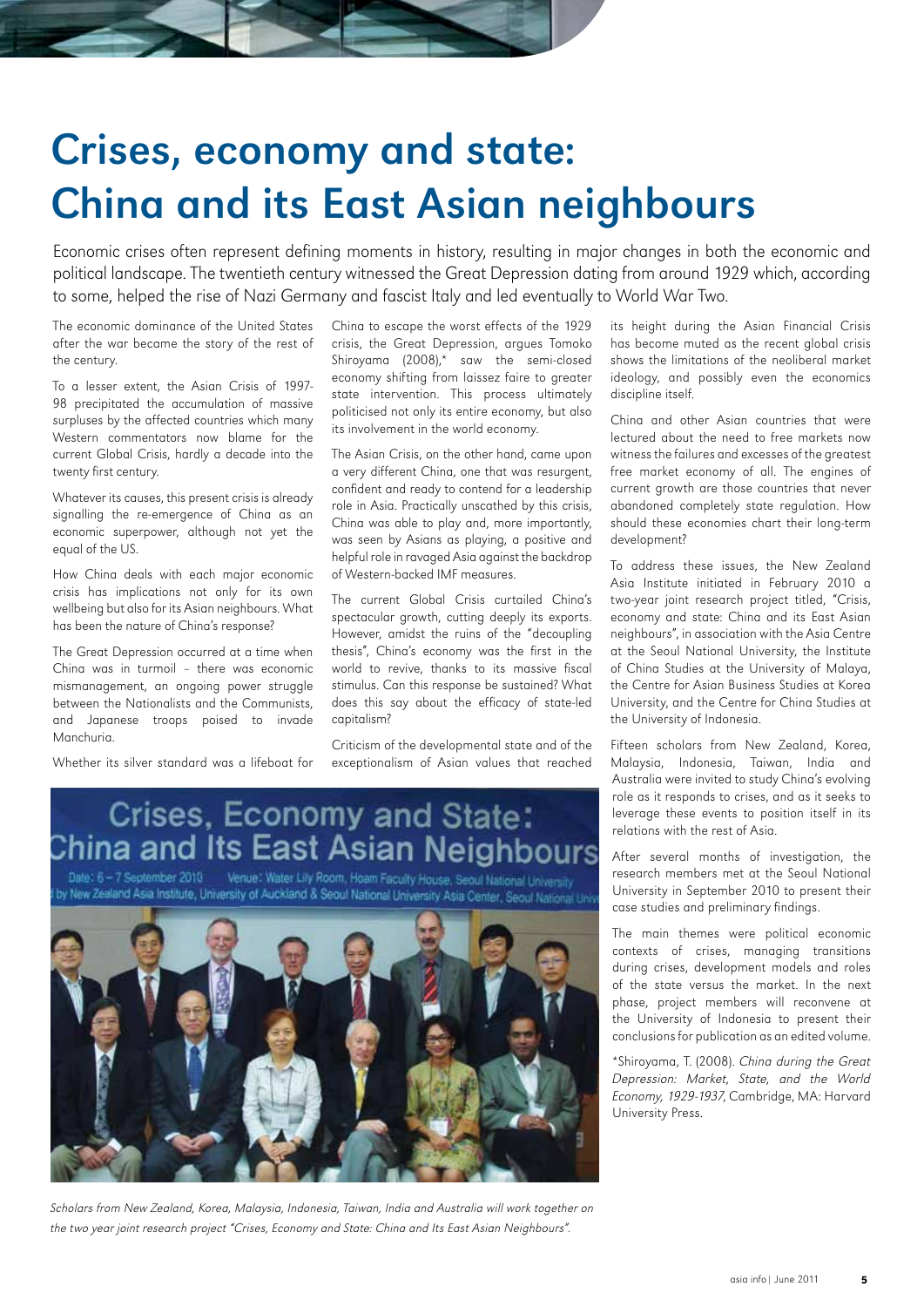# Crises, economy and state: China and its East Asian neighbours

Economic crises often represent defining moments in history, resulting in major changes in both the economic and political landscape. The twentieth century witnessed the Great Depression dating from around 1929 which, according to some, helped the rise of Nazi Germany and fascist Italy and led eventually to World War Two.

The economic dominance of the United States after the war became the story of the rest of the century.

To a lesser extent, the Asian Crisis of 1997-98 precipitated the accumulation of massive surpluses by the affected countries which many Western commentators now blame for the current Global Crisis, hardly a decade into the twenty first century.

Whatever its causes, this present crisis is already signalling the re-emergence of China as an economic superpower, although not yet the equal of the US.

How China deals with each major economic crisis has implications not only for its own wellbeing but also for its Asian neighbours. What has been the nature of China's response?

The Great Depression occurred at a time when China was in turmoil – there was economic mismanagement, an ongoing power struggle between the Nationalists and the Communists, and Japanese troops poised to invade Manchuria.

Whether its silver standard was a lifeboat for China to escape the worst effects of the 1929 crisis, the Great Depression, argues Tomoko Shiroyama (2008),* saw the semi-closed economy shifting from laissez faire to greater state intervention. This process ultimately politicised not only its entire economy, but also its involvement in the world economy.

The Asian Crisis, on the other hand, came upon a very different China, one that was resurgent, confident and ready to contend for a leadership role in Asia. Practically unscathed by this crisis, China was able to play and, more importantly, was seen by Asians as playing, a positive and helpful role in ravaged Asia against the backdrop of Western-backed IMF measures.

The current Global Crisis curtailed China's spectacular growth, cutting deeply its exports. However, amidst the ruins of the "decoupling thesis", China's economy was the first in the world to revive, thanks to its massive fiscal stimulus. Can this response be sustained? What does this say about the efficacy of state-led capitalism?

Criticism of the developmental state and of the exceptionalism of Asian values that reached its height during the Asian Financial Crisis has become muted as the recent global crisis shows the limitations of the neoliberal market ideology, and possibly even the economics discipline itself.

China and other Asian countries that were lectured about the need to free markets now witness the failures and excesses of the greatest free market economy of all. The engines of current growth are those countries that never abandoned completely state regulation. How should these economies chart their long-term development?

To address these issues, the New Zealand Asia Institute initiated in February 2010 a two-year joint research project titled, "Crisis, economy and state: China and its East Asian neighbours", in association with the Asia Centre at the Seoul National University, the Institute of China Studies at the University of Malaya, the Centre for Asian Business Studies at Korea University, and the Centre for China Studies at the University of Indonesia.

Fifteen scholars from New Zealand, Korea, Malaysia, Indonesia, Taiwan, India and Australia were invited to study China's evolving role as it responds to crises, and as it seeks to leverage these events to position itself in its relations with the rest of Asia.

After several months of investigation, the research members met at the Seoul National University in September 2010 to present their case studies and preliminary findings.

The main themes were political economic contexts of crises, managing transitions during crises, development models and roles of the state versus the market. In the next phase, project members will reconvene at the University of Indonesia to present their conclusions for publication as an edited volume.

*Shiroyama, T. (2008). *China during the Great Depression: Market, State, and the World Economy, 1929-1937*, Cambridge, MA: Harvard University Press.

*Scholars from New Zealand, Korea, Malaysia, Indonesia, Taiwan, India and Australia will work together on the two year joint research project "Crises, Economy and State: China and Its East Asian Neighbours".*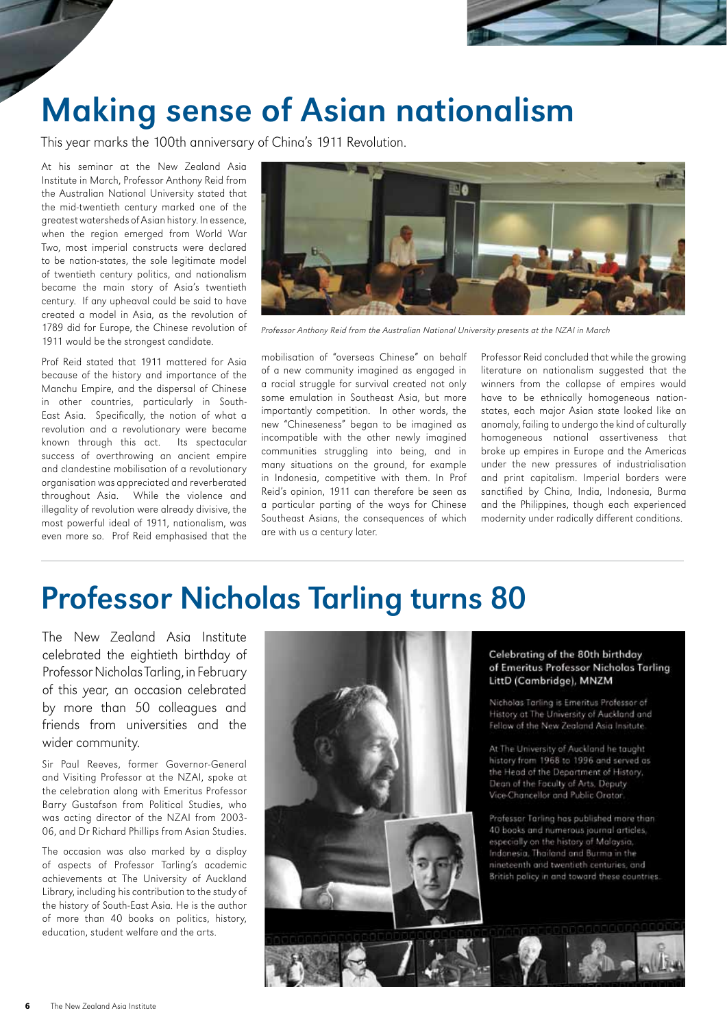# Making sense of Asian nationalism

This year marks the 100th anniversary of China's 1911 Revolution.

At his seminar at the New Zealand Asia Institute in March, Professor Anthony Reid from the Australian National University stated that the mid-twentieth century marked one of the greatest watersheds of Asian history. In essence, when the region emerged from World War Two, most imperial constructs were declared to be nation-states, the sole legitimate model of twentieth century politics, and nationalism became the main story of Asia's twentieth century. If any upheaval could be said to have created a model in Asia, as the revolution of 1789 did for Europe, the Chinese revolution of 1911 would be the strongest candidate.

*Professor Anthony Reid from the Australian National University presents at the NZAI in March*

Prof Reid stated that 1911 mattered for Asia because of the history and importance of the Manchu Empire, and the dispersal of Chinese in other countries, particularly in South-East Asia. Specifically, the notion of what a revolution and a revolutionary were became known through this act. Its spectacular success of overthrowing an ancient empire and clandestine mobilisation of a revolutionary organisation was appreciated and reverberated throughout Asia. While the violence and illegality of revolution were already divisive, the most powerful ideal of 1911, nationalism, was even more so. Prof Reid emphasised that the mobilisation of "overseas Chinese" on behalf of a new community imagined as engaged in a racial struggle for survival created not only some emulation in Southeast Asia, but more importantly competition. In other words, the new "Chineseness" began to be imagined as incompatible with the other newly imagined communities struggling into being, and in many situations on the ground, for example in Indonesia, competitive with them. In Prof Reid's opinion, 1911 can therefore be seen as a particular parting of the ways for Chinese Southeast Asians, the consequences of which are with us a century later.

Professor Reid concluded that while the growing literature on nationalism suggested that the winners from the collapse of empires would have to be ethnically homogeneous nation-states, each major Asian state looked like an anomaly, failing to undergo the kind of culturally homogeneous national assertiveness that broke up empires in Europe and the Americas under the new pressures of industrialisation and print capitalism. Imperial borders were sanctified by China, India, Indonesia, Burma and the Philippines, though each experienced modernity under radically different conditions.

# Professor Nicholas Tarling turns 80

The New Zealand Asia Institute celebrated the eightieth birthday of Professor Nicholas Tarling, in February of this year, an occasion celebrated by more than 50 colleagues and friends from universities and the wider community.

Sir Paul Reeves, former Governor-General and Visiting Professor at the NZAI, spoke at the celebration along with Emeritus Professor Barry Gustafson from Political Studies, who was acting director of the NZAI from 2003-06, and Dr Richard Phillips from Asian Studies.

The occasion was also marked by a display of aspects of Professor Tarling's academic achievements at The University of Auckland Library, including his contribution to the study of the history of South-East Asia. He is the author of more than 40 books on politics, history, education, student welfare and the arts.

**Celebrating of the 80th birthday of Emeritus Professor Nicholas Tarling LittD (Cambridge), MNZM**

Nicholas Tarling is Emeritus Professor of History at The University of Auckland and Fellow of the New Zealand Asia Insitute.

At The University of Auckland he taught history from 1968 to 1996 and served as the Head of the Department of History, Dean of the Faculty of Arts, Deputy Vice-Chancellor and Public Orator.

Professor Tarling has published more than 40 books and numerous journal articles, especially on the history of Malaysia, Indonesia, Thailand and Burma in the nineteenth and twentieth centuries, and British policy in and toward these countries.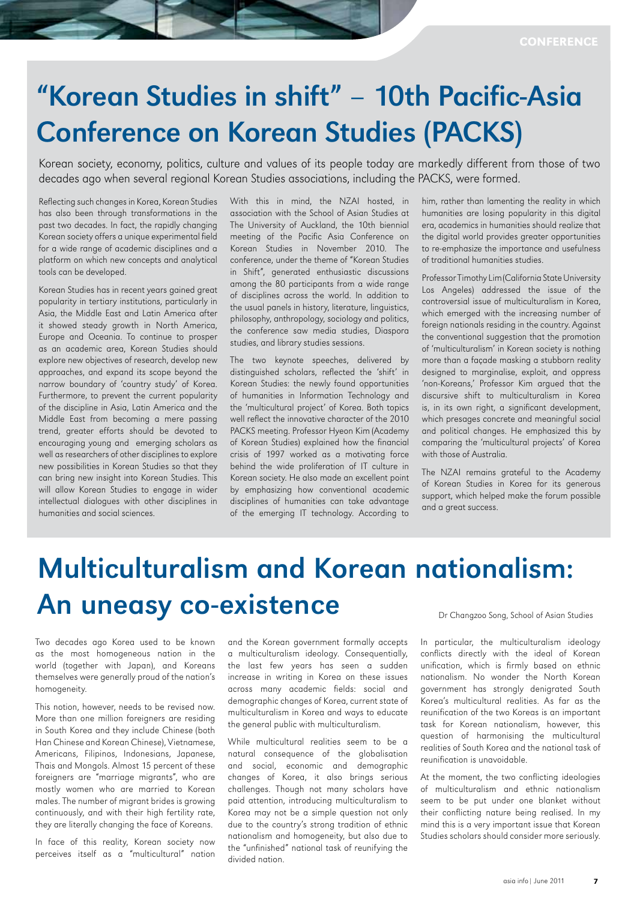# "Korean Studies in shift" – 10th Pacific-Asia Conference on Korean Studies (PACKS)

Korean society, economy, politics, culture and values of its people today are markedly different from those of two decades ago when several regional Korean Studies associations, including the PACKS, were formed.

Reflecting such changes in Korea, Korean Studies has also been through transformations in the past two decades. In fact, the rapidly changing Korean society offers a unique experimental field for a wide range of academic disciplines and a platform on which new concepts and analytical tools can be developed.

Korean Studies has in recent years gained great popularity in tertiary institutions, particularly in Asia, the Middle East and Latin America after it showed steady growth in North America, Europe and Oceania. To continue to prosper as an academic area, Korean Studies should explore new objectives of research, develop new approaches, and expand its scope beyond the narrow boundary of 'country study' of Korea. Furthermore, to prevent the current popularity of the discipline in Asia, Latin America and the Middle East from becoming a mere passing trend, greater efforts should be devoted to encouraging young and emerging scholars as well as researchers of other disciplines to explore new possibilities in Korean Studies so that they can bring new insight into Korean Studies. This will allow Korean Studies to engage in wider intellectual dialogues with other disciplines in humanities and social sciences.

With this in mind, the NZAI hosted, in association with the School of Asian Studies at The University of Auckland, the 10th biennial meeting of the Pacific Asia Conference on Korean Studies in November 2010. The conference, under the theme of "Korean Studies in Shift", generated enthusiastic discussions among the 80 participants from a wide range of disciplines across the world. In addition to the usual panels in history, literature, linguistics, philosophy, anthropology, sociology and politics, the conference saw media studies, Diaspora studies, and library studies sessions.

The two keynote speeches, delivered by distinguished scholars, reflected the 'shift' in Korean Studies: the newly found opportunities of humanities in Information Technology and the 'multicultural project' of Korea. Both topics well reflect the innovative character of the 2010 PACKS meeting. Professor Hyeon Kim (Academy of Korean Studies) explained how the financial crisis of 1997 worked as a motivating force behind the wide proliferation of IT culture in Korean society. He also made an excellent point by emphasizing how conventional academic disciplines of humanities can take advantage of the emerging IT technology. According to him, rather than lamenting the reality in which humanities are losing popularity in this digital era, academics in humanities should realize that the digital world provides greater opportunities to re-emphasize the importance and usefulness of traditional humanities studies.

Professor Timothy Lim (California State University Los Angeles) addressed the issue of the controversial issue of multiculturalism in Korea, which emerged with the increasing number of foreign nationals residing in the country. Against the conventional suggestion that the promotion of 'multiculturalism' in Korean society is nothing more than a façade masking a stubborn reality designed to marginalise, exploit, and oppress 'non-Koreans,' Professor Kim argued that the discursive shift to multiculturalism in Korea is, in its own right, a significant development, which presages concrete and meaningful social and political changes. He emphasized this by comparing the 'multicultural projects' of Korea with those of Australia.

The NZAI remains grateful to the Academy of Korean Studies in Korea for its generous support, which helped make the forum possible and a great success.

# Multiculturalism and Korean nationalism: An uneasy co-existence

Dr Changzoo Song, School of Asian Studies

Two decades ago Korea used to be known as the most homogeneous nation in the world (together with Japan), and Koreans themselves were generally proud of the nation's homogeneity.

This notion, however, needs to be revised now. More than one million foreigners are residing in South Korea and they include Chinese (both Han Chinese and Korean Chinese), Vietnamese, Americans, Filipinos, Indonesians, Japanese, Thais and Mongols. Almost 15 percent of these foreigners are "marriage migrants", who are mostly women who are married to Korean males. The number of migrant brides is growing continuously, and with their high fertility rate, they are literally changing the face of Koreans.

In face of this reality, Korean society now perceives itself as a "multicultural" nation and the Korean government formally accepts a multiculturalism ideology. Consequentially, the last few years has seen a sudden increase in writing in Korea on these issues across many academic fields: social and demographic changes of Korea, current state of multiculturalism in Korea and ways to educate the general public with multiculturalism.

While multicultural realities seem to be a natural consequence of the globalisation and social, economic and demographic changes of Korea, it also brings serious challenges. Though not many scholars have paid attention, introducing multiculturalism to Korea may not be a simple question not only due to the country's strong tradition of ethnic nationalism and homogeneity, but also due to the "unfinished" national task of reunifying the divided nation.

In particular, the multiculturalism ideology conflicts directly with the ideal of Korean unification, which is firmly based on ethnic nationalism. No wonder the North Korean government has strongly denigrated South Korea's multicultural realities. As far as the reunification of the two Koreas is an important task for Korean nationalism, however, this question of harmonising the multicultural realities of South Korea and the national task of reunification is unavoidable.

At the moment, the two conflicting ideologies of multiculturalism and ethnic nationalism seem to be put under one blanket without their conflicting nature being realised. In my mind this is a very important issue that Korean Studies scholars should consider more seriously.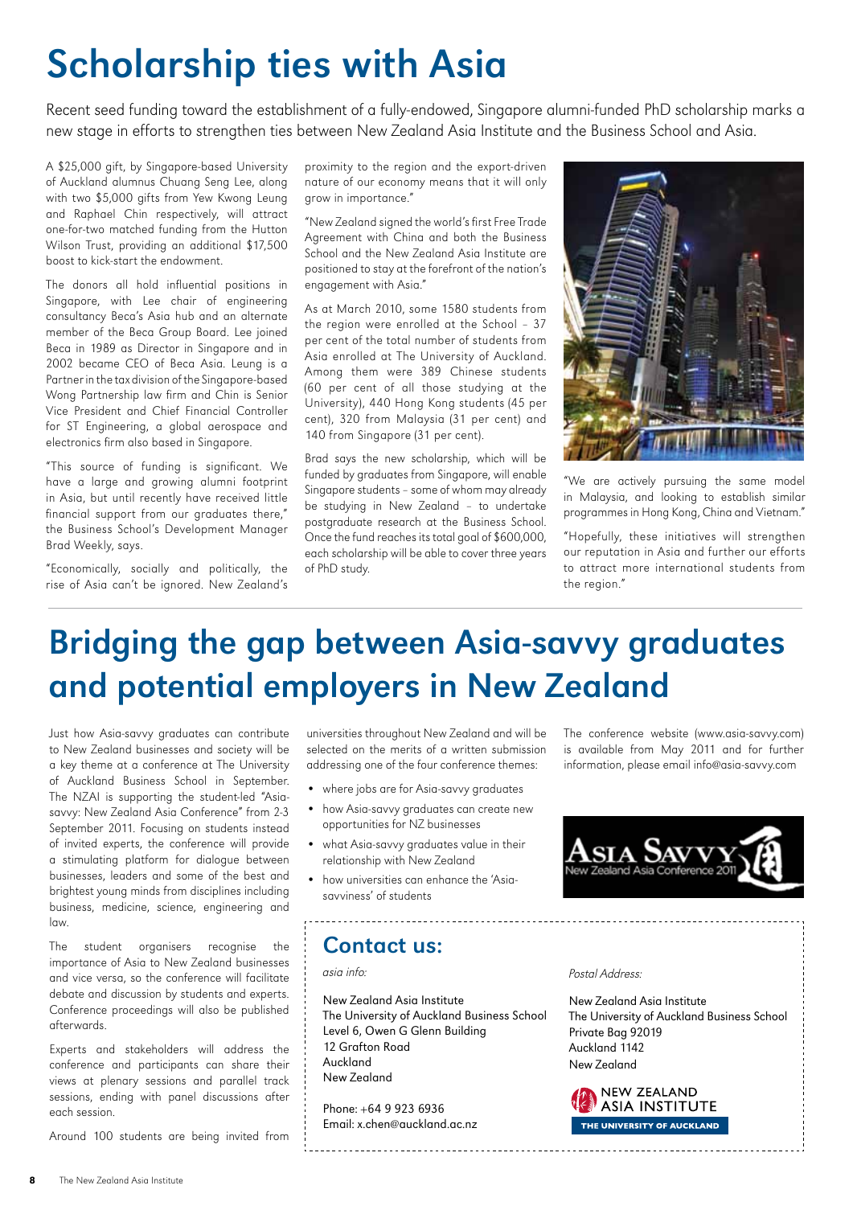# Scholarship ties with Asia

Recent seed funding toward the establishment of a fully-endowed, Singapore alumni-funded PhD scholarship marks a new stage in efforts to strengthen ties between New Zealand Asia Institute and the Business School and Asia.

A $25,000 gift, by Singapore-based University of Auckland alumnus Chuang Seng Lee, along with two $5,000 gifts from Yew Kwong Leung and Raphael Chin respectively, will attract one-for-two matched funding from the Hutton Wilson Trust, providing an additional $17,500 boost to kick-start the endowment.

The donors all hold influential positions in Singapore, with Lee chair of engineering consultancy Beca's Asia hub and an alternate member of the Beca Group Board. Lee joined Beca in 1989 as Director in Singapore and in 2002 became CEO of Beca Asia. Leung is a Partner in the tax division of the Singapore-based Wong Partnership law firm and Chin is Senior Vice President and Chief Financial Controller for ST Engineering, a global aerospace and electronics firm also based in Singapore.

"This source of funding is significant. We have a large and growing alumni footprint in Asia, but until recently have received little financial support from our graduates there," the Business School's Development Manager Brad Weekly, says.

"Economically, socially and politically, the rise of Asia can't be ignored. New Zealand's proximity to the region and the export-driven nature of our economy means that it will only grow in importance."

"New Zealand signed the world's first Free Trade Agreement with China and both the Business School and the New Zealand Asia Institute are positioned to stay at the forefront of the nation's engagement with Asia."

As at March 2010, some 1580 students from the region were enrolled at the School – 37 per cent of the total number of students from Asia enrolled at The University of Auckland. Among them were 389 Chinese students (60 per cent of all those studying at the University), 440 Hong Kong students (45 per cent), 320 from Malaysia (31 per cent) and 140 from Singapore (31 per cent).

Brad says the new scholarship, which will be funded by graduates from Singapore, will enable Singapore students – some of whom may already be studying in New Zealand – to undertake postgraduate research at the Business School. Once the fund reaches its total goal of $600,000, each scholarship will be able to cover three years of PhD study.

"We are actively pursuing the same model in Malaysia, and looking to establish similar programmes in Hong Kong, China and Vietnam."

"Hopefully, these initiatives will strengthen our reputation in Asia and further our efforts to attract more international students from the region."

# Bridging the gap between Asia-savvy graduates and potential employers in New Zealand

Just how Asia-savvy graduates can contribute to New Zealand businesses and society will be a key theme at a conference at The University of Auckland Business School in September. The NZAI is supporting the student-led "Asia-savvy: New Zealand Asia Conference" from 2-3 September 2011. Focusing on students instead of invited experts, the conference will provide a stimulating platform for dialogue between businesses, leaders and some of the best and brightest young minds from disciplines including business, medicine, science, engineering and law.

The student organisers recognise the importance of Asia to New Zealand businesses and vice versa, so the conference will facilitate debate and discussion by students and experts. Conference proceedings will also be published afterwards.

Experts and stakeholders will address the conference and participants can share their views at plenary sessions and parallel track sessions, ending with panel discussions after each session.

Around 100 students are being invited from universities throughout New Zealand and will be selected on the merits of a written submission addressing one of the four conference themes:

- where jobs are for Asia-savvy graduates
- how Asia-savvy graduates can create new opportunities for NZ businesses
- what Asia-savvy graduates value in their relationship with New Zealand
- how universities can enhance the 'Asia-savviness' of students

The conference website (www.asia-savvy.com) is available from May 2011 and for further information, please email info@asia-savvy.com

ASIA SAVVY
New Zealand Asia Conference 2011

## Contact us:

*asia info:*

New Zealand Asia Institute
The University of Auckland Business School
Level 6, Owen G Glenn Building
12 Grafton Road
Auckland
New Zealand

Phone: +64 9 923 6936
Email: x.chen@auckland.ac.nz

*Postal Address:*

New Zealand Asia Institute
The University of Auckland Business School
Private Bag 92019
Auckland 1142
New Zealand

NEW ZEALAND ASIA INSTITUTE
THE UNIVERSITY OF AUCKLAND